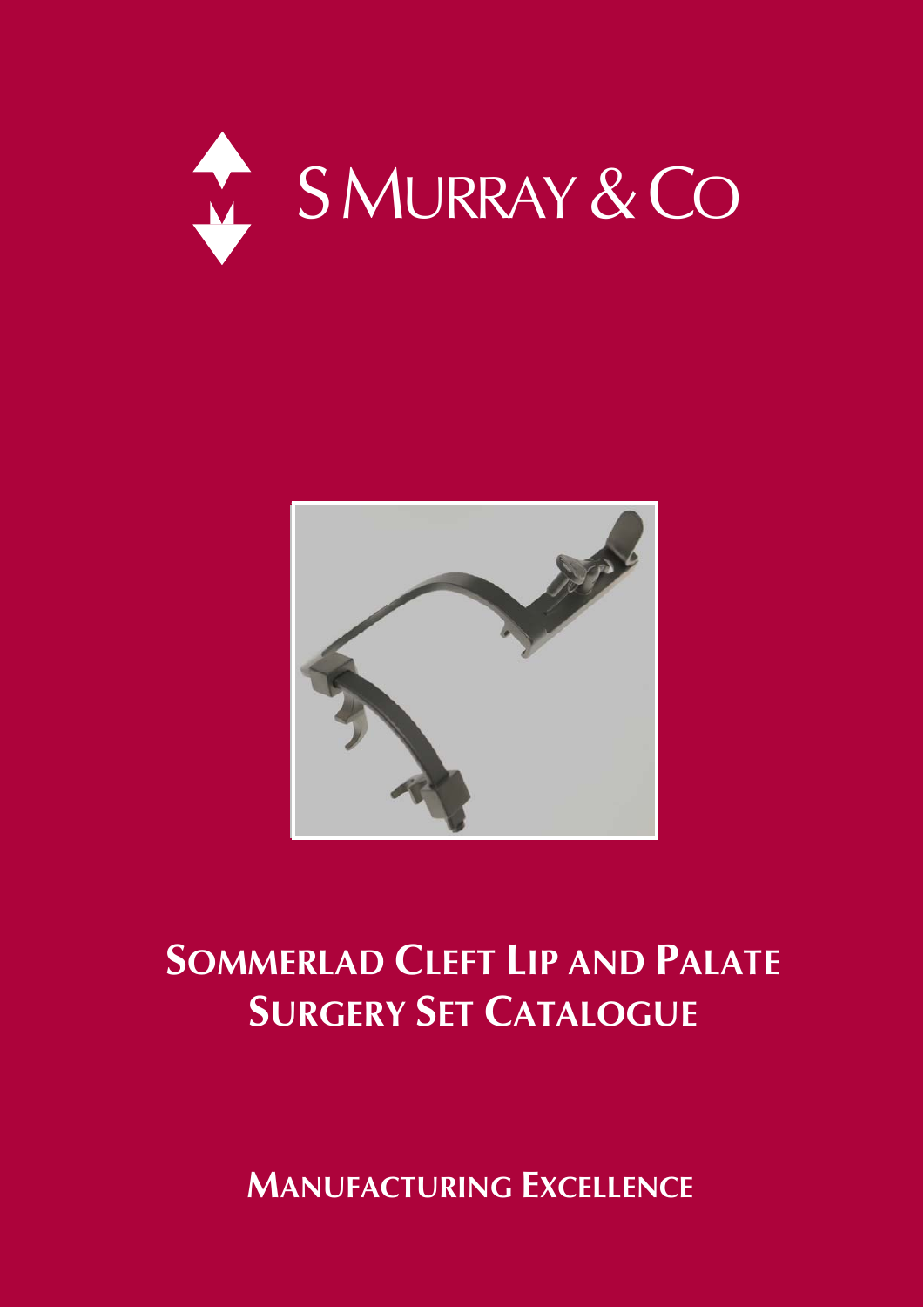S MURRAY & CO

# SOMMERLAD CLEFT LIP AND PALATE SURGERY SET CATALOGUE

## MANUFACTURING EXCELLENCE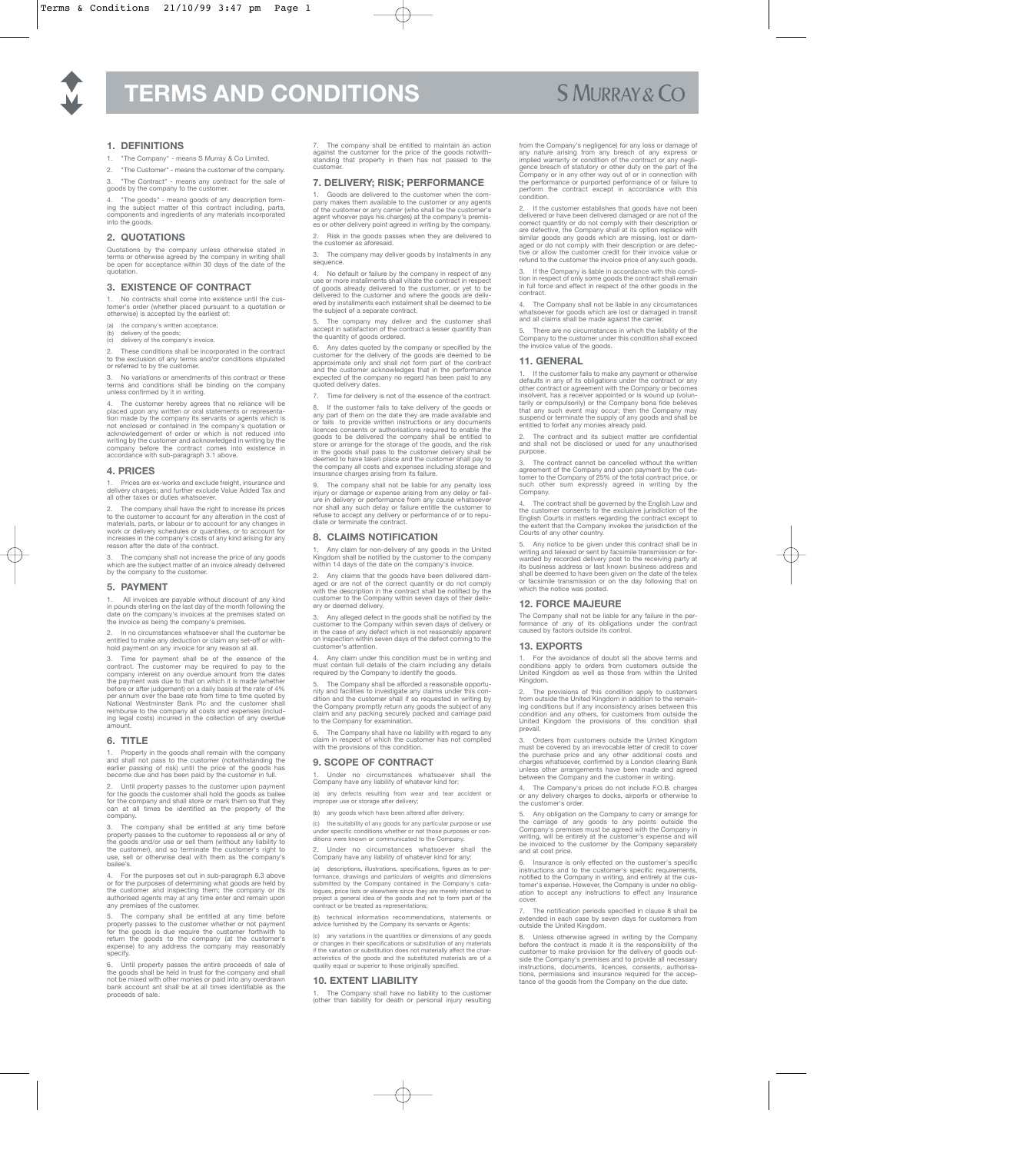# TERMS AND CONDITIONS

S MURRAY & CO

## 1. DEFINITIONS

1. "The Company" - means S Murray & Co Limited.

2. "The Customer" - means the customer of the company.

3. "The Contract" - means any contract for the sale of goods by the company to the customer.

4. "The goods" - means goods of any description forming the subject matter of this contract including, parts, components and ingredients of any materials incorporated into the goods.

## 2. QUOTATIONS

Quotations by the company unless otherwise stated in terms or otherwise agreed by the company in writing shall be open for acceptance within 30 days of the date of the quotation.

## 3. EXISTENCE OF CONTRACT

1. No contracts shall come into existence until the customer's order (whether placed pursuant to a quotation or otherwise) is accepted by the earliest of:

(a) the company's written acceptance;
(b) delivery of the goods;
(c) delivery of the company's invoice.

2. These conditions shall be incorporated in the contract to the exclusion of any terms and/or conditions stipulated or referred to by the customer.

3. No variations or amendments of this contract or these terms and conditions shall be binding on the company unless confirmed by it in writing.

4. The customer hereby agrees that no reliance will be placed upon any written or oral statements or representation made by the company its servants or agents which is not enclosed or contained in the company's quotation or acknowledgement of order or which is not reduced into writing by the customer and acknowledged in writing by the company before the contract comes into existence in accordance with sub-paragraph 3.1 above.

## 4. PRICES

1. Prices are ex-works and exclude freight, insurance and delivery charges; and further exclude Value Added Tax and all other taxes or duties whatsoever.

2. The company shall have the right to increase its prices to the customer to account for any alteration in the cost of materials, parts, or labour or to account for any changes in work or delivery schedules or quantities, or to account for increases in the company's costs of any kind arising for any reason after the date of the contract.

3. The company shall not increase the price of any goods which are the subject matter of an invoice already delivered by the company to the customer.

## 5. PAYMENT

1. All invoices are payable without discount of any kind in pounds sterling on the last day of the month following the date on the company's invoices at the premises stated on the invoice as being the company's premises.

2. In no circumstances whatsoever shall the customer be entitled to make any deduction or claim any set-off or withhold payment on any invoice for any reason at all.

3. Time for payment shall be of the essence of the contract. The customer may be required to pay to the company interest on any overdue amount from the dates the payment was due to that on which it is made (whether before or after judgement) on a daily basis at the rate of 4% per annum over the base rate from time to time quoted by National Westminster Bank Plc and the customer shall reimburse to the company all costs and expenses (including legal costs) incurred in the collection of any overdue amount.

## 6. TITLE

1. Property in the goods shall remain with the company and shall not pass to the customer (notwithstanding the earlier passing of risk) until the price of the goods has become due and has been paid by the customer in full.

2. Until property passes to the customer upon payment for the goods the customer shall hold the goods as bailee for the company and shall store or mark them so that they can at all times be identified as the property of the company.

3. The company shall be entitled at any time before property passes to the customer to repossess all or any of the goods and/or use or sell them (without any liability to the customer), and so terminate the customer's right to use, sell or otherwise deal with them as the company's bailee's.

4. For the purposes set out in sub-paragraph 6.3 above or for the purposes of determining what goods are held by the customer and inspecting them; the company or its authorised agents may at any time enter and remain upon any premises of the customer.

5. The company shall be entitled at any time before property passes to the customer whether or not payment for the goods is due require the customer forthwith to return the goods to the company (at the customer's expense) to any address the company may reasonably specify.

6. Until property passes the entire proceeds of sale of the goods shall be held in trust for the company and shall not be mixed with other monies or paid into any overdrawn bank account ant shall be at all times identifiable as the proceeds of sale.

7. The company shall be entitled to maintain an action against the customer for the price of the goods notwithstanding that property in them has not passed to the customer.

## 7. DELIVERY; RISK; PERFORMANCE

1. Goods are delivered to the customer when the company makes them available to the customer or any agents of the customer or any carrier (who shall be the customer's agent whoever pays his charges) at the company's premises or other delivery point agreed in writing by the company.

2. Risk in the goods passes when they are delivered to the customer as aforesaid.

3. The company may deliver goods by instalments in any sequence.

4. No default or failure by the company in respect of any use or more installments shall vitiate the contract in respect of goods already delivered to the customer, or yet to be delivered to the customer and where the goods are delivered by installments each instalment shall be deemed to be the subject of a separate contract.

5. The company may deliver and the customer shall accept in satisfaction of the contract a lesser quantity than the quantity of goods ordered.

6. Any dates quoted by the company or specified by the customer for the delivery of the goods are deemed to be approximate only and shall not form part of the contract and the customer acknowledges that in the performance expected of the company no regard has been paid to any quoted delivery dates.

7. Time for delivery is not of the essence of the contract.

8. If the customer fails to take delivery of the goods or any part of them on the date they are made available and or fails to provide written instructions or any documents licences consents or authorisations required to enable the goods to be delivered the company shall be entitled to store or arrange for the storage of the goods, and the risk in the goods shall pass to the customer delivery shall be deemed to have taken place and the customer shall pay to the company all costs and expenses including storage and insurance charges arising from its failure.

9. The company shall not be liable for any penalty loss injury or damage or expense arising from any delay or failure in delivery or performance from any cause whatsoever nor shall any such delay or failure entitle the customer to refuse to accept any delivery or performance of or to repudiate or terminate the contract.

## 8. CLAIMS NOTIFICATION

1. Any claim for non-delivery of any goods in the United Kingdom shall be notified by the customer to the company within 14 days of the date on the company's invoice.

2. Any claims that the goods have been delivered damaged or are not of the correct quantity or do not comply with the description in the contract shall be notified by the customer to the Company within seven days of their delivery or deemed delivery.

3. Any alleged defect in the goods shall be notified by the customer to the Company within seven days of delivery or in the case of any defect which is not reasonably apparent on inspection within seven days of the defect coming to the customer's attention.

4. Any claim under this condition must be in writing and must contain full details of the claim including any details required by the Company to identify the goods.

5. The Company shall be afforded a reasonable opportunity and facilities to investigate any claims under this condition and the customer shall if so requested in writing by the Company promptly return any goods the subject of any claim and any packing securely packed and carriage paid to the Company for examination.

6. The Company shall have no liability with regard to any claim in respect of which the customer has not complied with the provisions of this condition.

## 9. SCOPE OF CONTRACT

1. Under no circumstances whatsoever shall the Company have any liability of whatever kind for:

(a) any defects resulting from wear and tear accident or improper use or storage after delivery;

(b) any goods which have been altered after delivery;

(c) the suitability of any goods for any particular purpose or use under specific conditions whether or not those purposes or conditions were known or communicated to the Company.

2. Under no circumstances whatsoever shall the Company have any liability of whatever kind for any:

(a) descriptions, illustrations, specifications, figures as to performance, drawings and particulars of weights and dimensions submitted by the Company contained in the Company's catalogues, price lists or elsewhere since they are merely intended to project a general idea of the goods and not to form part of the contract or be treated as representations;

(b) technical information recommendations, statements or advice furnished by the Company its servants or Agents;

(c) any variations in the quantities or dimensions of any goods or changes in their specifications or substitution of any materials if the variation or substitution does not materially affect the characteristics of the goods and the substituted materials are of a quality equal or superior to those originally specified.

## 10. EXTENT LIABILITY

1. The Company shall have no liability to the customer (other than liability for death or personal injury resulting from the Company's negligence) for any loss or damage of any nature arising from any breach of any express or implied warranty or condition of the contract or any negligence breach of statutory or other duty on the part of the Company or in any other way out of or in connection with the performance or purported performance of or failure to perform the contract except in accordance with this condition.

2. If the customer establishes that goods have not been delivered or have been delivered damaged or are not of the correct quantity or do not comply with their description or are defective, the Company shall at its option replace with similar goods any goods which are missing, lost or damaged or do not comply with their description or are defective or allow the customer credit for their invoice value or refund to the customer the invoice price of any such goods.

3. If the Company is liable in accordance with this condition in respect of only some goods the contract shall remain in full force and effect in respect of the other goods in the contract.

4. The Company shall not be liable in any circumstances whatsoever for goods which are lost or damaged in transit and all claims shall be made against the carrier.

5. There are no circumstances in which the liability of the Company to the customer under this condition shall exceed the invoice value of the goods.

## 11. GENERAL

1. If the customer fails to make any payment or otherwise defaults in any of its obligations under the contract or any other contract or agreement with the Company or becomes insolvent, has a receiver appointed or is wound up (voluntarily or compulsorily) or the Company bona fide believes that any such event may occur; then the Company may suspend or terminate the supply of any goods and shall be entitled to forfeit any monies already paid.

2. The contract and its subject matter are confidential and shall not be disclosed or used for any unauthorised purpose.

3. The contract cannot be cancelled without the written agreement of the Company and upon payment by the customer to the Company of 25% of the total contract price, or such other sum expressly agreed in writing by the Company.

4. The contract shall be governed by the English Law and the customer consents to the exclusive jurisdiction of the English Courts in matters regarding the contract except to the extent that the Company invokes the jurisdiction of the Courts of any other country.

5. Any notice to be given under this contract shall be in writing and telexed or sent by facsimile transmission or forwarded by recorded delivery post to the receiving party at its business address or last known business address and shall be deemed to have been given on the date of the telex or facsimile transmission or on the day following that on which the notice was posted.

## 12. FORCE MAJEURE

The Company shall not be liable for any failure in the performance of any of its obligations under the contract caused by factors outside its control.

## 13. EXPORTS

1. For the avoidance of doubt all the above terms and conditions apply to orders from customers outside the United Kingdom as well as those from within the United Kingdom.

2. The provisions of this condition apply to customers from outside the United Kingdom in addition to the remaining conditions but if any inconsistency arises between this condition and any others, for customers from outside the United Kingdom the provisions of this condition shall prevail.

3. Orders from customers outside the United Kingdom must be covered by an irrevocable letter of credit to cover the purchase price and any other additional costs and charges whatsoever, confirmed by a London clearing Bank unless other arrangements have been made and agreed between the Company and the customer in writing.

4. The Company's prices do not include F.O.B. charges or any delivery charges to docks, airports or otherwise to the customer's order.

5. Any obligation on the Company to carry or arrange for the carriage of any goods to any points outside the Company's premises must be agreed with the Company in writing, will be entirely at the customer's expense and will be invoiced to the customer by the Company separately and at cost price.

6. Insurance is only effected on the customer's specific instructions and to the customer's specific requirements, notified to the Company in writing, and entirely at the customer's expense. However, the Company is under no obligation to accept any instructions to effect any Insurance cover.

7. The notification periods specified in clause 8 shall be extended in each case by seven days for customers from outside the United Kingdom.

8. Unless otherwise agreed in writing by the Company before the contract is made it is the responsibility of the customer to make provision for the delivery of goods outside the Company's premises and to provide all necessary instructions, documents, licences, consents, authorisations, permissions and insurance required for the acceptance of the goods from the Company on the due date.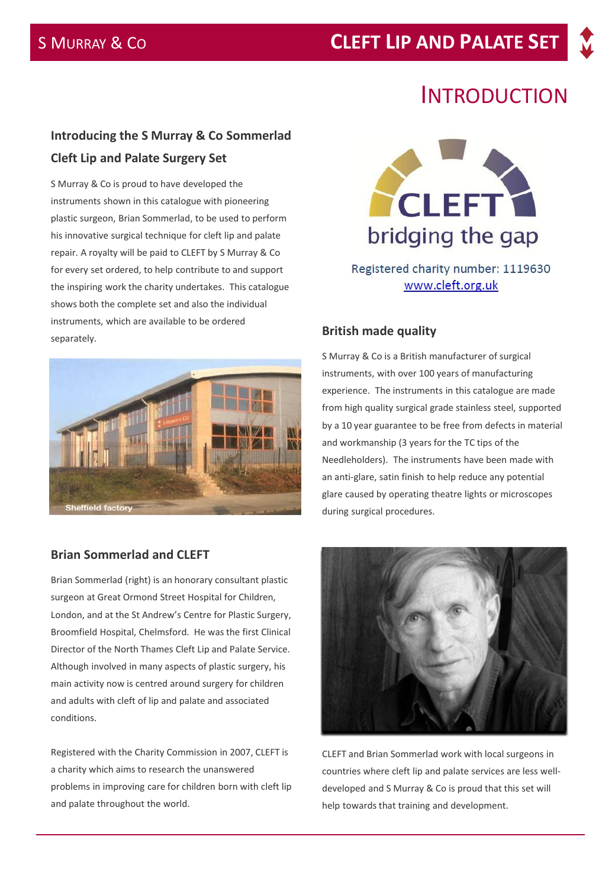# INTRODUCTION

## Introducing the S Murray & Co Sommerlad Cleft Lip and Palate Surgery Set

S Murray & Co is proud to have developed the instruments shown in this catalogue with pioneering plastic surgeon, Brian Sommerlad, to be used to perform his innovative surgical technique for cleft lip and palate repair. A royalty will be paid to CLEFT by S Murray & Co for every set ordered, to help contribute to and support the inspiring work the charity undertakes. This catalogue shows both the complete set and also the individual instruments, which are available to be ordered separately.

Sheffield factory

CLEFT bridging the gap

Registered charity number: 1119630
www.cleft.org.uk

## British made quality

S Murray & Co is a British manufacturer of surgical instruments, with over 100 years of manufacturing experience. The instruments in this catalogue are made from high quality surgical grade stainless steel, supported by a 10 year guarantee to be free from defects in material and workmanship (3 years for the TC tips of the Needleholders). The instruments have been made with an anti-glare, satin finish to help reduce any potential glare caused by operating theatre lights or microscopes during surgical procedures.

## Brian Sommerlad and CLEFT

Brian Sommerlad (right) is an honorary consultant plastic surgeon at Great Ormond Street Hospital for Children, London, and at the St Andrew's Centre for Plastic Surgery, Broomfield Hospital, Chelmsford. He was the first Clinical Director of the North Thames Cleft Lip and Palate Service. Although involved in many aspects of plastic surgery, his main activity now is centred around surgery for children and adults with cleft of lip and palate and associated conditions.

Registered with the Charity Commission in 2007, CLEFT is a charity which aims to research the unanswered problems in improving care for children born with cleft lip and palate throughout the world.

CLEFT and Brian Sommerlad work with local surgeons in countries where cleft lip and palate services are less well-developed and S Murray & Co is proud that this set will help towards that training and development.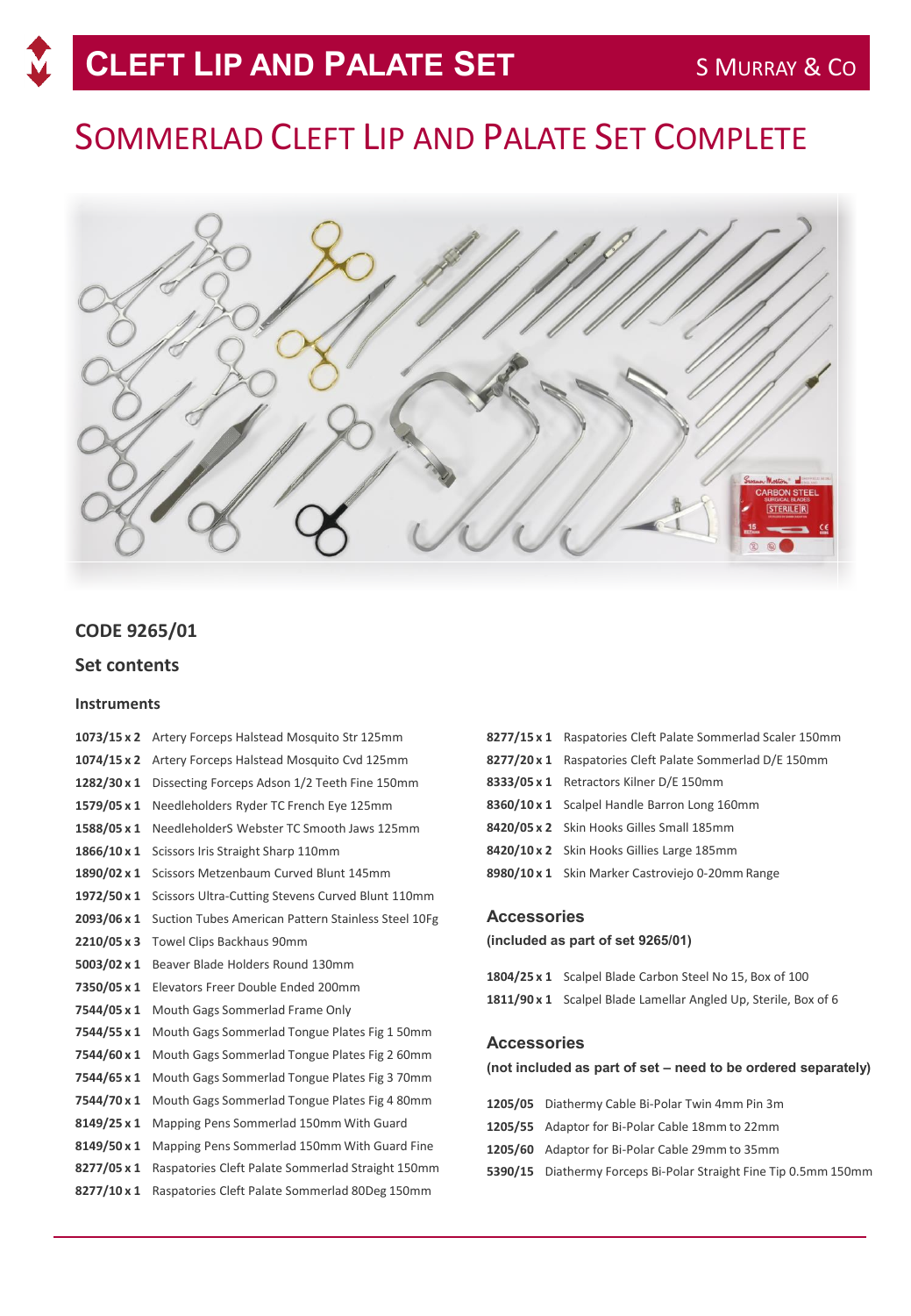# Cleft Lip and Palate Set

## Sommerlad Cleft Lip and Palate Set Complete

### CODE 9265/01

### Set contents

#### Instruments

**1073/15 x 2** Artery Forceps Halstead Mosquito Str 125mm
**1074/15 x 2** Artery Forceps Halstead Mosquito Cvd 125mm
**1282/30 x 1** Dissecting Forceps Adson 1/2 Teeth Fine 150mm
**1579/05 x 1** Needleholders Ryder TC French Eye 125mm
**1588/05 x 1** NeedleholderS Webster TC Smooth Jaws 125mm
**1866/10 x 1** Scissors Iris Straight Sharp 110mm
**1890/02 x 1** Scissors Metzenbaum Curved Blunt 145mm
**1972/50 x 1** Scissors Ultra-Cutting Stevens Curved Blunt 110mm
**2093/06 x 1** Suction Tubes American Pattern Stainless Steel 10Fg
**2210/05 x 3** Towel Clips Backhaus 90mm
**5003/02 x 1** Beaver Blade Holders Round 130mm
**7350/05 x 1** Elevators Freer Double Ended 200mm
**7544/05 x 1** Mouth Gags Sommerlad Frame Only
**7544/55 x 1** Mouth Gags Sommerlad Tongue Plates Fig 1 50mm
**7544/60 x 1** Mouth Gags Sommerlad Tongue Plates Fig 2 60mm
**7544/65 x 1** Mouth Gags Sommerlad Tongue Plates Fig 3 70mm
**7544/70 x 1** Mouth Gags Sommerlad Tongue Plates Fig 4 80mm
**8149/25 x 1** Mapping Pens Sommerlad 150mm With Guard
**8149/50 x 1** Mapping Pens Sommerlad 150mm With Guard Fine
**8277/05 x 1** Raspatories Cleft Palate Sommerlad Straight 150mm
**8277/10 x 1** Raspatories Cleft Palate Sommerlad 80Deg 150mm
**8277/15 x 1** Raspatories Cleft Palate Sommerlad Scaler 150mm
**8277/20 x 1** Raspatories Cleft Palate Sommerlad D/E 150mm
**8333/05 x 1** Retractors Kilner D/E 150mm
**8360/10 x 1** Scalpel Handle Barron Long 160mm
**8420/05 x 2** Skin Hooks Gilles Small 185mm
**8420/10 x 2** Skin Hooks Gillies Large 185mm
**8980/10 x 1** Skin Marker Castroviejo 0-20mm Range

#### Accessories

**(included as part of set 9265/01)**

**1804/25 x 1** Scalpel Blade Carbon Steel No 15, Box of 100
**1811/90 x 1** Scalpel Blade Lamellar Angled Up, Sterile, Box of 6

#### Accessories

**(not included as part of set – need to be ordered separately)**

**1205/05** Diathermy Cable Bi-Polar Twin 4mm Pin 3m
**1205/55** Adaptor for Bi-Polar Cable 18mm to 22mm
**1205/60** Adaptor for Bi-Polar Cable 29mm to 35mm
**5390/15** Diathermy Forceps Bi-Polar Straight Fine Tip 0.5mm 150mm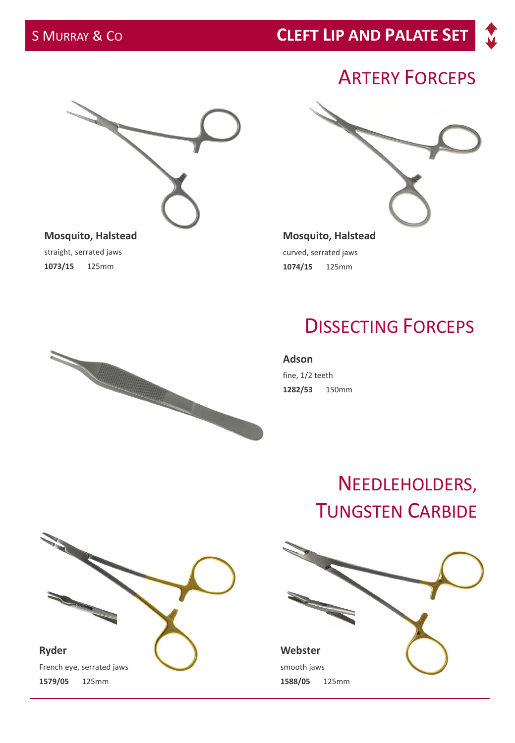## Artery Forceps

**Mosquito, Halstead**
straight, serrated jaws
**1073/15** 125mm

**Mosquito, Halstead**
curved, serrated jaws
**1074/15** 125mm

## Dissecting Forceps

**Adson**
fine, 1/2 teeth
**1282/53** 150mm

## Needleholders, Tungsten Carbide

**Ryder**
French eye, serrated jaws
**1579/05** 125mm

**Webster**
smooth jaws
**1588/05** 125mm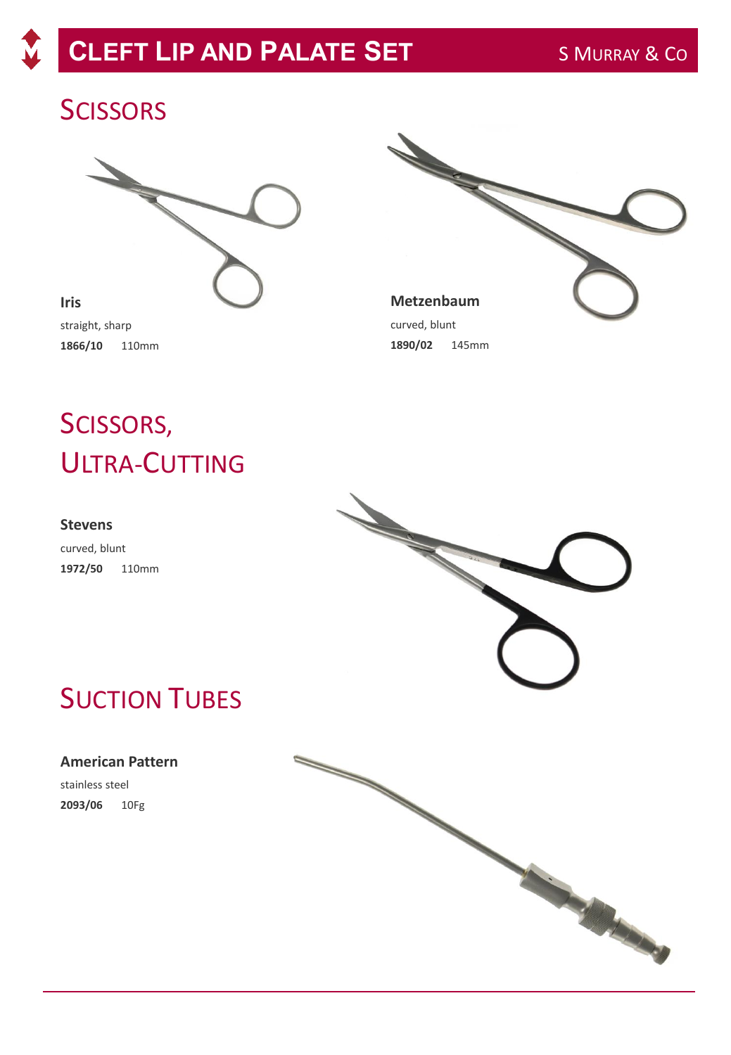# Cleft Lip and Palate Set

## Scissors

**Iris**

straight, sharp

**1866/10** 110mm

**Metzenbaum**

curved, blunt

**1890/02** 145mm

## Scissors, Ultra-Cutting

**Stevens**

curved, blunt

**1972/50** 110mm

## Suction Tubes

**American Pattern**

stainless steel

**2093/06** 10Fg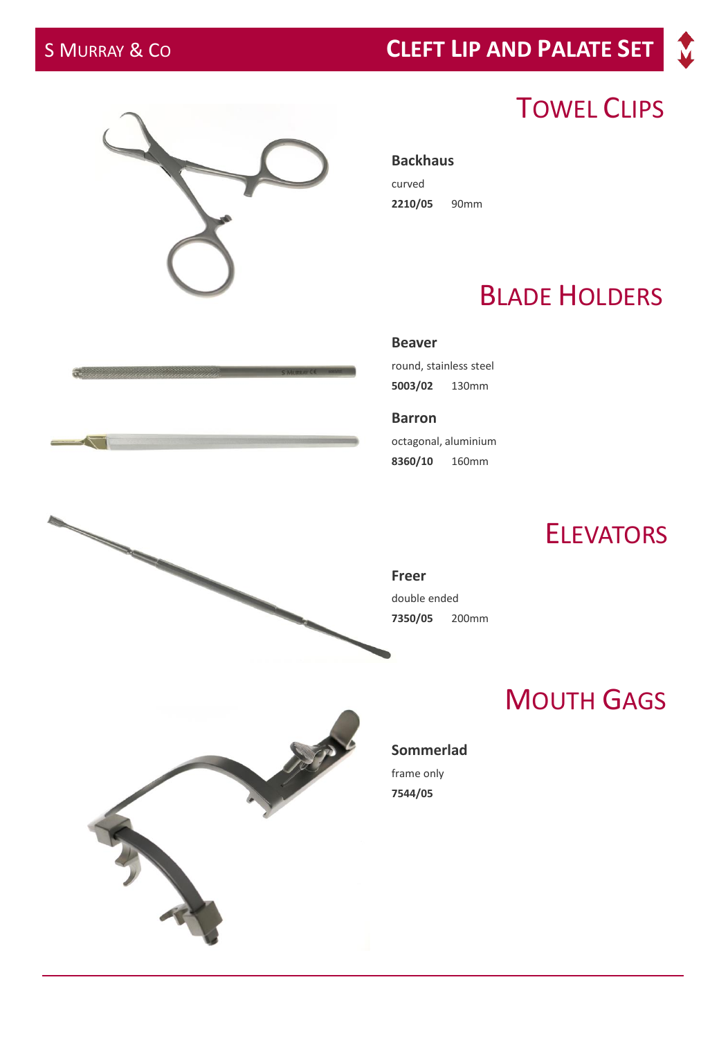## Towel Clips

**Backhaus**

curved

**2210/05** 90mm

## Blade Holders

**Beaver**

round, stainless steel

**5003/02** 130mm

**Barron**

octagonal, aluminium

**8360/10** 160mm

## Elevators

**Freer**

double ended

**7350/05** 200mm

## Mouth Gags

**Sommerlad**

frame only

**7544/05**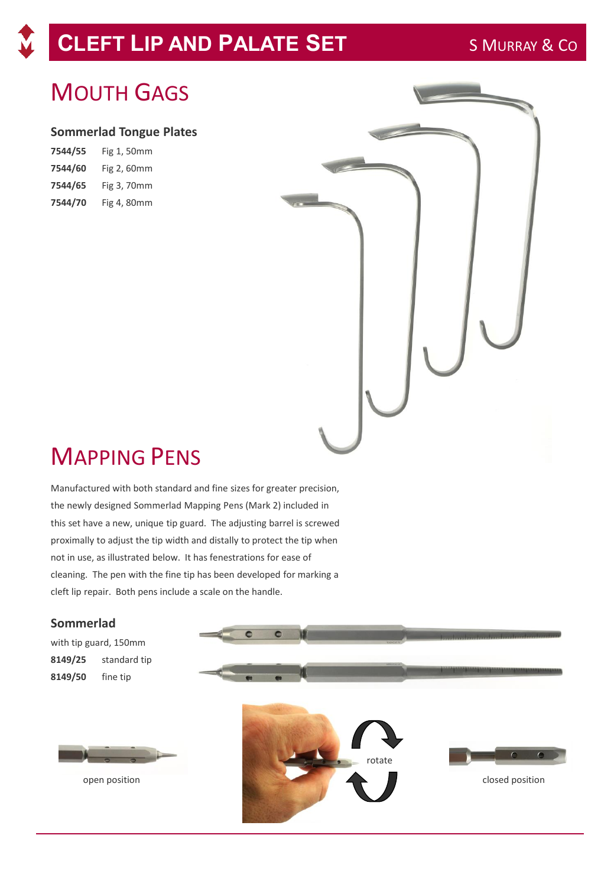# Cleft Lip and Palate Set

## Mouth Gags

### Sommerlad Tongue Plates

| | |
|---|---|
| **7544/55** | Fig 1, 50mm |
| **7544/60** | Fig 2, 60mm |
| **7544/65** | Fig 3, 70mm |
| **7544/70** | Fig 4, 80mm |

## Mapping Pens

Manufactured with both standard and fine sizes for greater precision, the newly designed Sommerlad Mapping Pens (Mark 2) included in this set have a new, unique tip guard. The adjusting barrel is screwed proximally to adjust the tip width and distally to protect the tip when not in use, as illustrated below. It has fenestrations for ease of cleaning. The pen with the fine tip has been developed for marking a cleft lip repair. Both pens include a scale on the handle.

### Sommerlad

with tip guard, 150mm

| | |
|---|---|
| **8149/25** | standard tip |
| **8149/50** | fine tip |

open position

rotate

closed position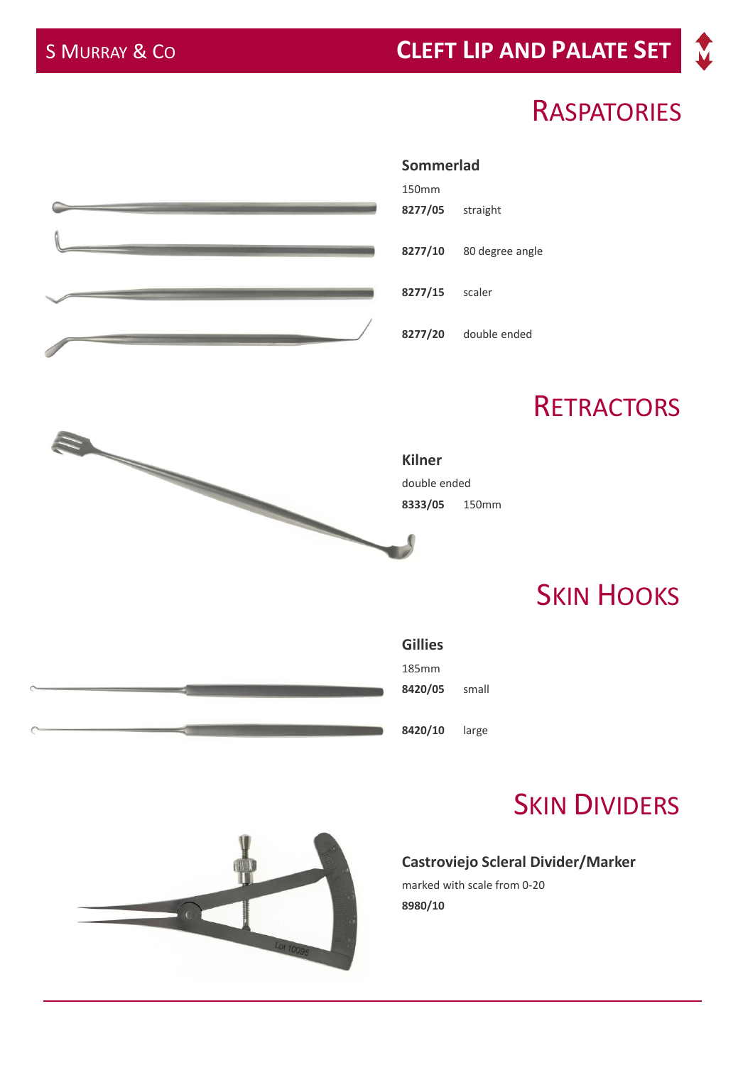# Raspatories

## Sommerlad

150mm

| | |
|---|---|
| **8277/05** | straight |
| **8277/10** | 80 degree angle |
| **8277/15** | scaler |
| **8277/20** | double ended |

# Retractors

## Kilner

double ended

| | |
|---|---|
| **8333/05** | 150mm |

# Skin Hooks

## Gillies

185mm

| | |
|---|---|
| **8420/05** | small |
| **8420/10** | large |

# Skin Dividers

## Castroviejo Scleral Divider/Marker

marked with scale from 0-20

**8980/10**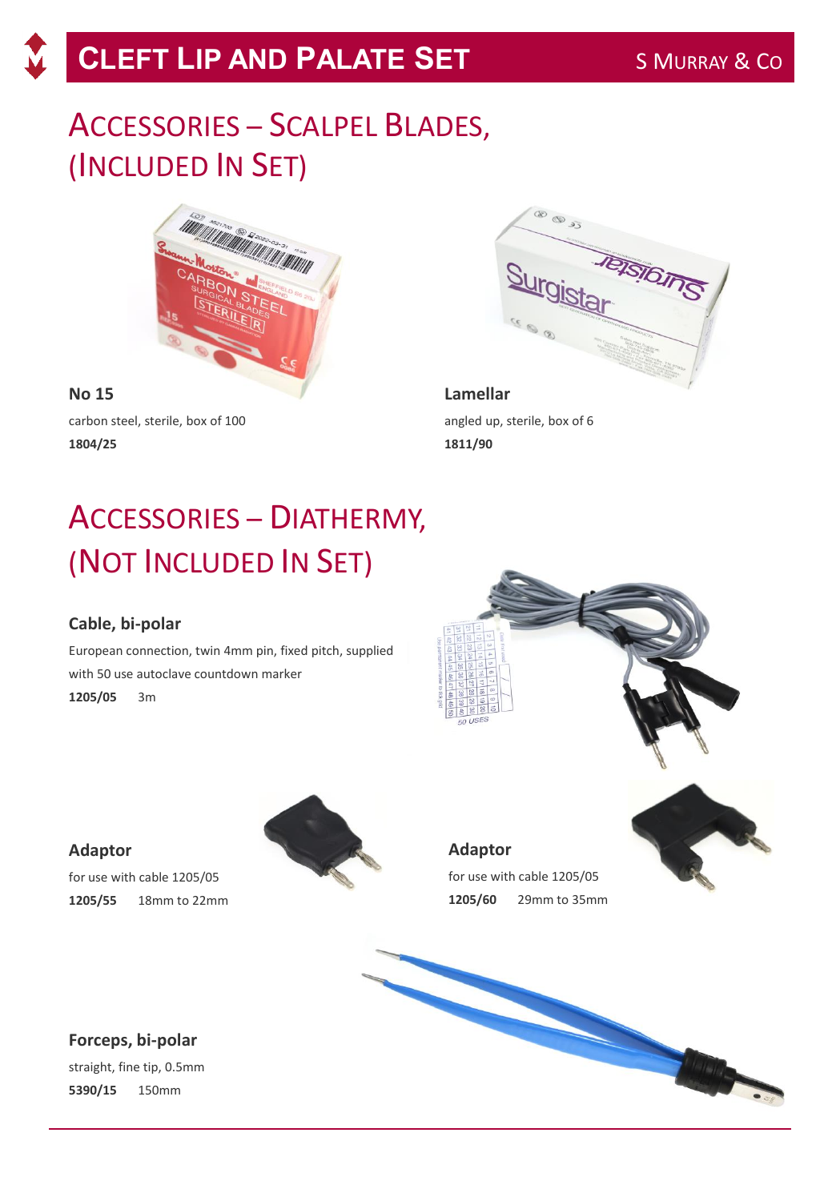# Accessories – Scalpel Blades, (Included In Set)

**No 15**

carbon steel, sterile, box of 100

**1804/25**

**Lamellar**

angled up, sterile, box of 6

**1811/90**

# Accessories – Diathermy, (Not Included In Set)

**Cable, bi-polar**

European connection, twin 4mm pin, fixed pitch, supplied with 50 use autoclave countdown marker

**1205/05** 3m

**Adaptor**

for use with cable 1205/05

**1205/55** 18mm to 22mm

**Adaptor**

for use with cable 1205/05

**1205/60** 29mm to 35mm

**Forceps, bi-polar**

straight, fine tip, 0.5mm

**5390/15** 150mm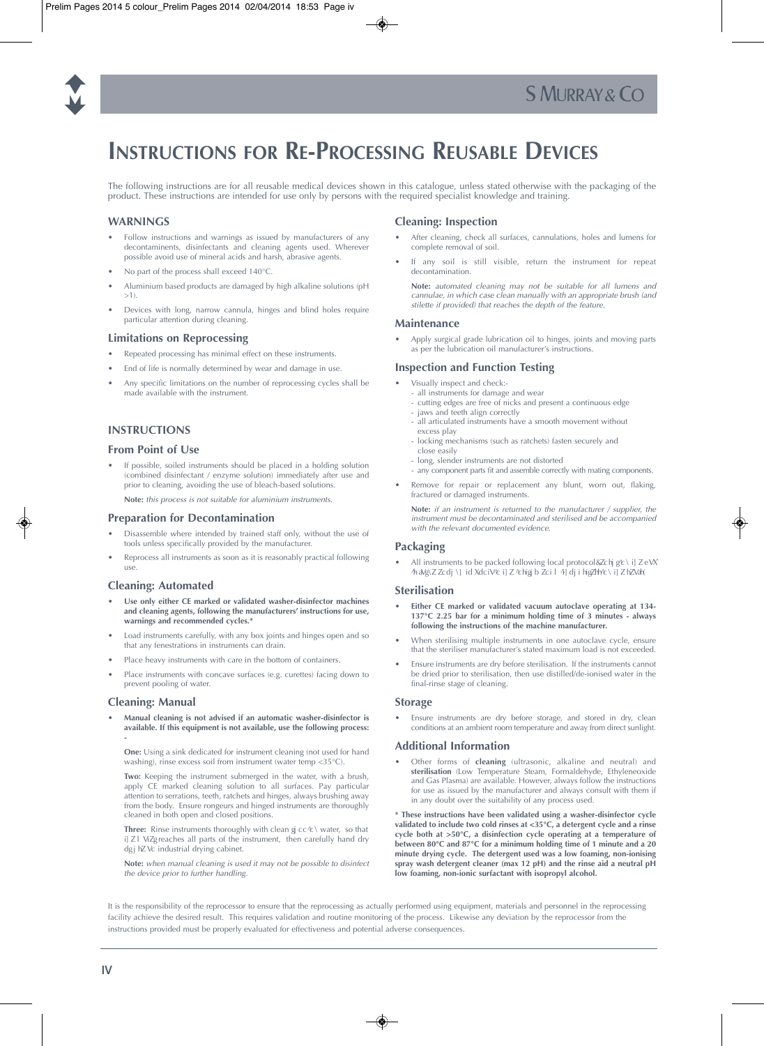# INSTRUCTIONS FOR RE-PROCESSING REUSABLE DEVICES

The following instructions are for all reusable medical devices shown in this catalogue, unless stated otherwise with the packaging of the product. These instructions are intended for use only by persons with the required specialist knowledge and training.

### WARNINGS

- Follow instructions and warnings as issued by manufacturers of any decontaminents, disinfectants and cleaning agents used. Wherever possible avoid use of mineral acids and harsh, abrasive agents.
- No part of the process shall exceed 140°C.
- Aluminium based products are damaged by high alkaline solutions (pH >1).
- Devices with long, narrow cannula, hinges and blind holes require particular attention during cleaning.

### Limitations on Reprocessing

- Repeated processing has minimal effect on these instruments.
- End of life is normally determined by wear and damage in use.
- Any specific limitations on the number of reprocessing cycles shall be made available with the instrument.

### INSTRUCTIONS

### From Point of Use

- If possible, soiled instruments should be placed in a holding solution (combined disinfectant / enzyme solution) immediately after use and prior to cleaning, avoiding the use of bleach-based solutions.

  **Note:** *this process is not suitable for aluminium instruments.*

### Preparation for Decontamination

- Disassemble where intended by trained staff only, without the use of tools unless specifically provided by the manufacturer.
- Reprocess all instruments as soon as it is reasonably practical following use.

### Cleaning: Automated

- **Use only either CE marked or validated washer-disinfector machines and cleaning agents, following the manufacturers' instructions for use, warnings and recommended cycles.***
- Load instruments carefully, with any box joints and hinges open and so that any fenestrations in instruments can drain.
- Place heavy instruments with care in the bottom of containers.
- Place instruments with concave surfaces (e.g. curettes) facing down to prevent pooling of water.

### Cleaning: Manual

- **Manual cleaning is not advised if an automatic washer-disinfector is available. If this equipment is not available, use the following process: -**

  **One:** Using a sink dedicated for instrument cleaning (not used for hand washing), rinse excess soil from instrument (water temp <35°C).

  **Two:** Keeping the instrument submerged in the water, with a brush, apply CE marked cleaning solution to all surfaces. Pay particular attention to serrations, teeth, ratchets and hinges, always brushing away from the body. Ensure rongeurs and hinged instruments are thoroughly cleaned in both open and closed positions.

  **Three:** Rinse instruments thoroughly with clean running water, so that the water reaches all parts of the instrument, then carefully hand dry or use an industrial drying cabinet.

  **Note:** *when manual cleaning is used it may not be possible to disinfect the device prior to further handling.*

### Cleaning: Inspection

- After cleaning, check all surfaces, cannulations, holes and lumens for complete removal of soil.
- If any soil is still visible, return the instrument for repeat decontamination.

  **Note:** *automated cleaning may not be suitable for all lumens and cannulae, in which case clean manually with an appropriate brush (and stilette if provided) that reaches the depth of the feature.*

### Maintenance

- Apply surgical grade lubrication oil to hinges, joints and moving parts as per the lubrication oil manufacturer's instructions.

### Inspection and Function Testing

- Visually inspect and check:-
  - all instruments for damage and wear
  - cutting edges are free of nicks and present a continuous edge
  - jaws and teeth align correctly
  - all articulated instruments have a smooth movement without excess play
  - locking mechanisms (such as ratchets) fasten securely and close easily
  - long, slender instruments are not distorted
  - any component parts fit and assemble correctly with mating components.
- Remove for repair or replacement any blunt, worn out, flaking, fractured or damaged instruments.

  **Note:** *if an instrument is returned to the manufacturer / supplier, the instrument must be decontaminated and sterilised and be accompanied with the relevant documented evidence.*

### Packaging

- All instruments to be packed following local protocol, ensuring that the sterilant can come into contact with all instrument surfaces.

### Sterilisation

- **Either CE marked or validated vacuum autoclave operating at 134-137°C 2.25 bar for a minimum holding time of 3 minutes - always following the instructions of the machine manufacturer.**
- When sterilising multiple instruments in one autoclave cycle, ensure that the steriliser manufacturer's stated maximum load is not exceeded.
- Ensure instruments are dry before sterilisation. If the instruments cannot be dried prior to sterilisation, then use distilled/de-ionised water in the final-rinse stage of cleaning.

### Storage

- Ensure instruments are dry before storage, and stored in dry, clean conditions at an ambient room temperature and away from direct sunlight.

### Additional Information

- Other forms of **cleaning** (ultrasonic, alkaline and neutral) and **sterilisation** (Low Temperature Steam, Formaldehyde, Ethyleneoxide and Gas Plasma) are available. However, always follow the instructions for use as issued by the manufacturer and always consult with them if in any doubt over the suitability of any process used.

**\* These instructions have been validated using a washer-disinfector cycle validated to include two cold rinses at <35°C, a detergent cycle and a rinse cycle both at >50°C, a disinfection cycle operating at a temperature of between 80°C and 87°C for a minimum holding time of 1 minute and a 20 minute drying cycle. The detergent used was a low foaming, non-ionising spray wash detergent cleaner (max 12 pH) and the rinse aid a neutral pH low foaming, non-ionic surfactant with isopropyl alcohol.**

It is the responsibility of the reprocessor to ensure that the reprocessing as actually performed using equipment, materials and personnel in the reprocessing facility achieve the desired result. This requires validation and routine monitoring of the process. Likewise any deviation by the reprocessor from the instructions provided must be properly evaluated for effectiveness and potential adverse consequences.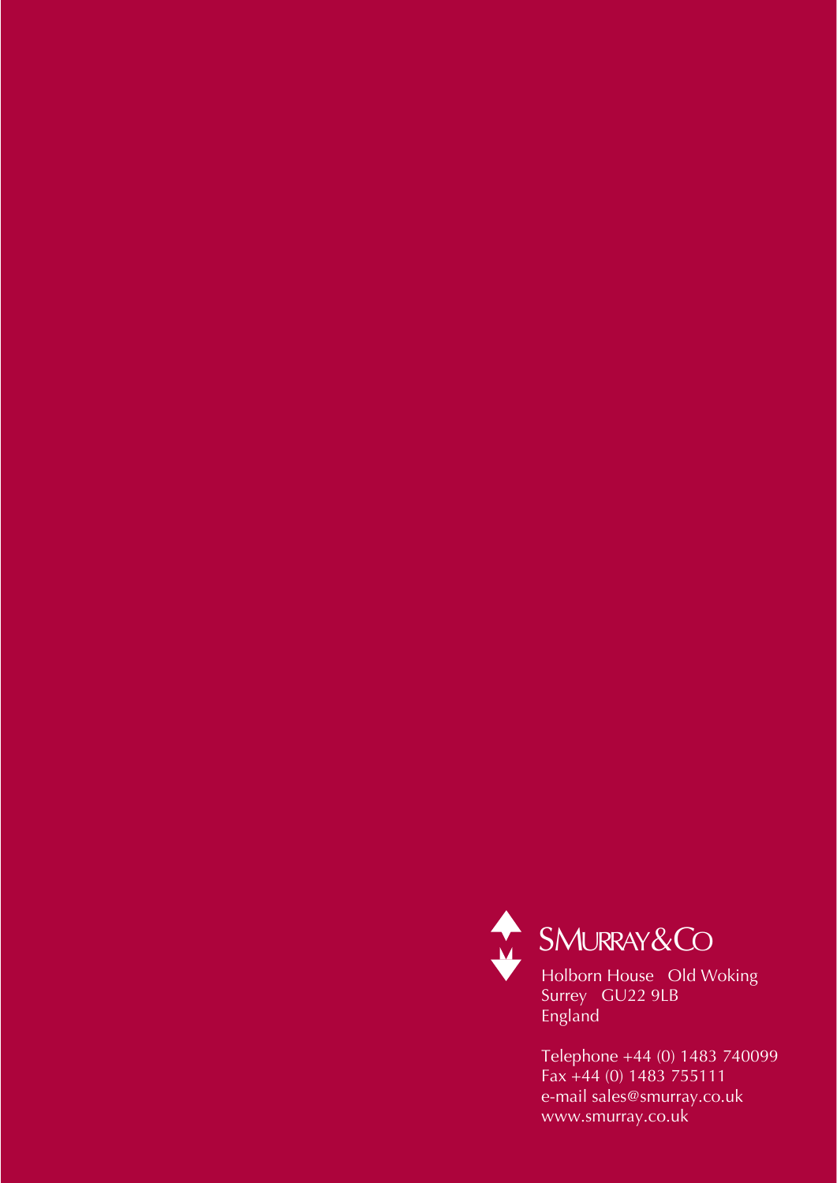S MURRAY & CO

Holborn House Old Woking
Surrey GU22 9LB
England

Telephone +44 (0) 1483 740099
Fax +44 (0) 1483 755111
e-mail sales@smurray.co.uk
www.smurray.co.uk